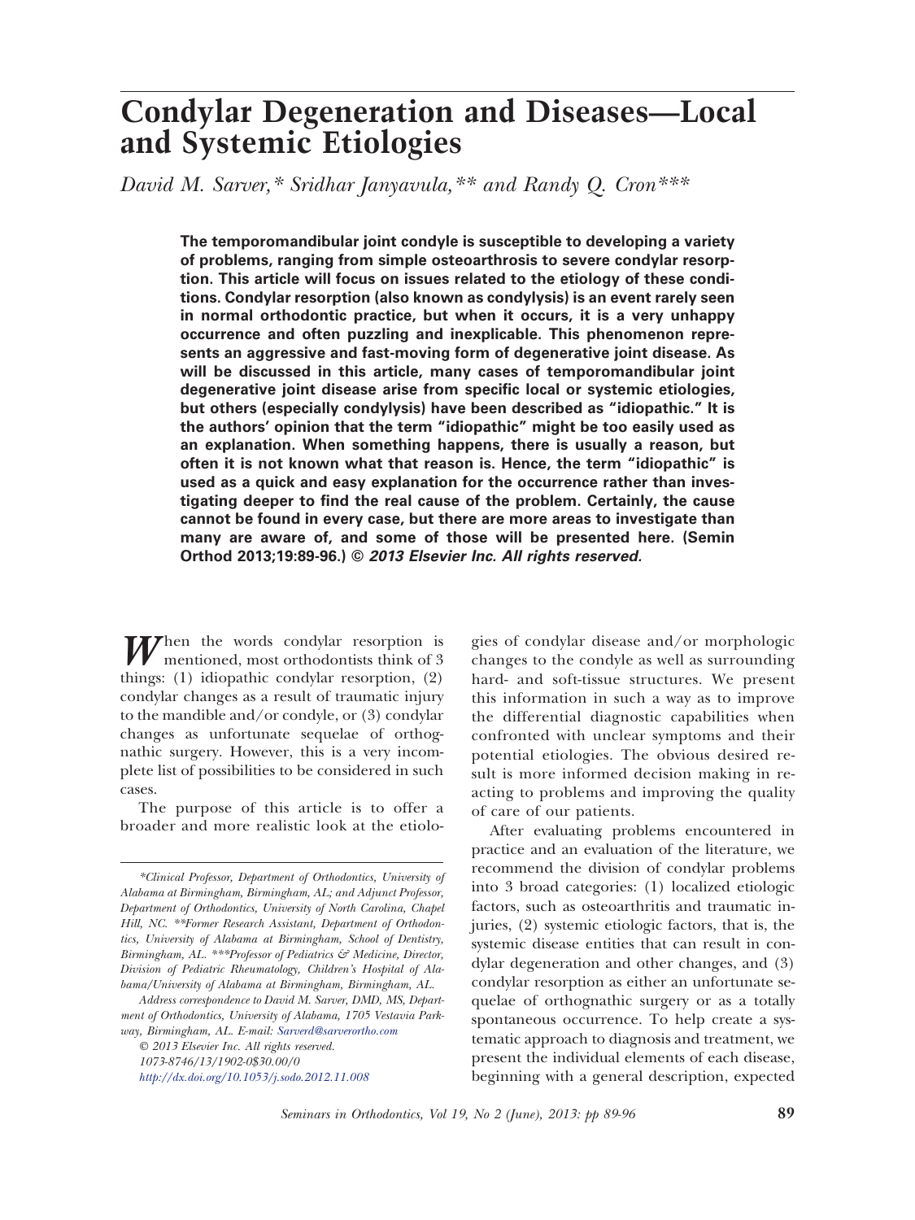# Condylar Degeneration and Diseases—Local and Systemic Etiologies

*David M. Sarver,* Sridhar Janyavula,** and Randy Q. Cron****

**The temporomandibular joint condyle is susceptible to developing a variety of problems, ranging from simple osteoarthrosis to severe condylar resorption. This article will focus on issues related to the etiology of these conditions. Condylar resorption (also known as condylysis) is an event rarely seen in normal orthodontic practice, but when it occurs, it is a very unhappy occurrence and often puzzling and inexplicable. This phenomenon represents an aggressive and fast-moving form of degenerative joint disease. As will be discussed in this article, many cases of temporomandibular joint degenerative joint disease arise from specific local or systemic etiologies, but others (especially condylysis) have been described as "idiopathic." It is the authors' opinion that the term "idiopathic" might be too easily used as an explanation. When something happens, there is usually a reason, but often it is not known what that reason is. Hence, the term "idiopathic" is used as a quick and easy explanation for the occurrence rather than investigating deeper to find the real cause of the problem. Certainly, the cause cannot be found in every case, but there are more areas to investigate than many are aware of, and some of those will be presented here. (Semin Orthod 2013;19:89-96.) © *2013 Elsevier Inc. All rights reserved.***

When the words condylar resorption is mentioned, most orthodontists think of 3 things: (1) idiopathic condylar resorption, (2) condylar changes as a result of traumatic injury to the mandible and/or condyle, or (3) condylar changes as unfortunate sequelae of orthognathic surgery. However, this is a very incomplete list of possibilities to be considered in such cases.

The purpose of this article is to offer a broader and more realistic look at the etiologies of condylar disease and/or morphologic changes to the condyle as well as surrounding hard- and soft-tissue structures. We present this information in such a way as to improve the differential diagnostic capabilities when confronted with unclear symptoms and their potential etiologies. The obvious desired result is more informed decision making in reacting to problems and improving the quality of care of our patients.

After evaluating problems encountered in practice and an evaluation of the literature, we recommend the division of condylar problems into 3 broad categories: (1) localized etiologic factors, such as osteoarthritis and traumatic injuries, (2) systemic etiologic factors, that is, the systemic disease entities that can result in condylar degeneration and other changes, and (3) condylar resorption as either an unfortunate sequelae of orthognathic surgery or as a totally spontaneous occurrence. To help create a systematic approach to diagnosis and treatment, we present the individual elements of each disease, beginning with a general description, expected

*\*Clinical Professor, Department of Orthodontics, University of Alabama at Birmingham, Birmingham, AL; and Adjunct Professor, Department of Orthodontics, University of North Carolina, Chapel Hill, NC. \*\*Former Research Assistant, Department of Orthodontics, University of Alabama at Birmingham, School of Dentistry, Birmingham, AL. \*\*\*Professor of Pediatrics & Medicine, Director, Division of Pediatric Rheumatology, Children's Hospital of Alabama/University of Alabama at Birmingham, Birmingham, AL.*

*Address correspondence to David M. Sarver, DMD, MS, Department of Orthodontics, University of Alabama, 1705 Vestavia Parkway, Birmingham, AL. E-mail: Sarverd@sarverortho.com*

*© 2013 Elsevier Inc. All rights reserved.*
*1073-8746/13/1902-0$30.00/0*
*http://dx.doi.org/10.1053/j.sodo.2012.11.008*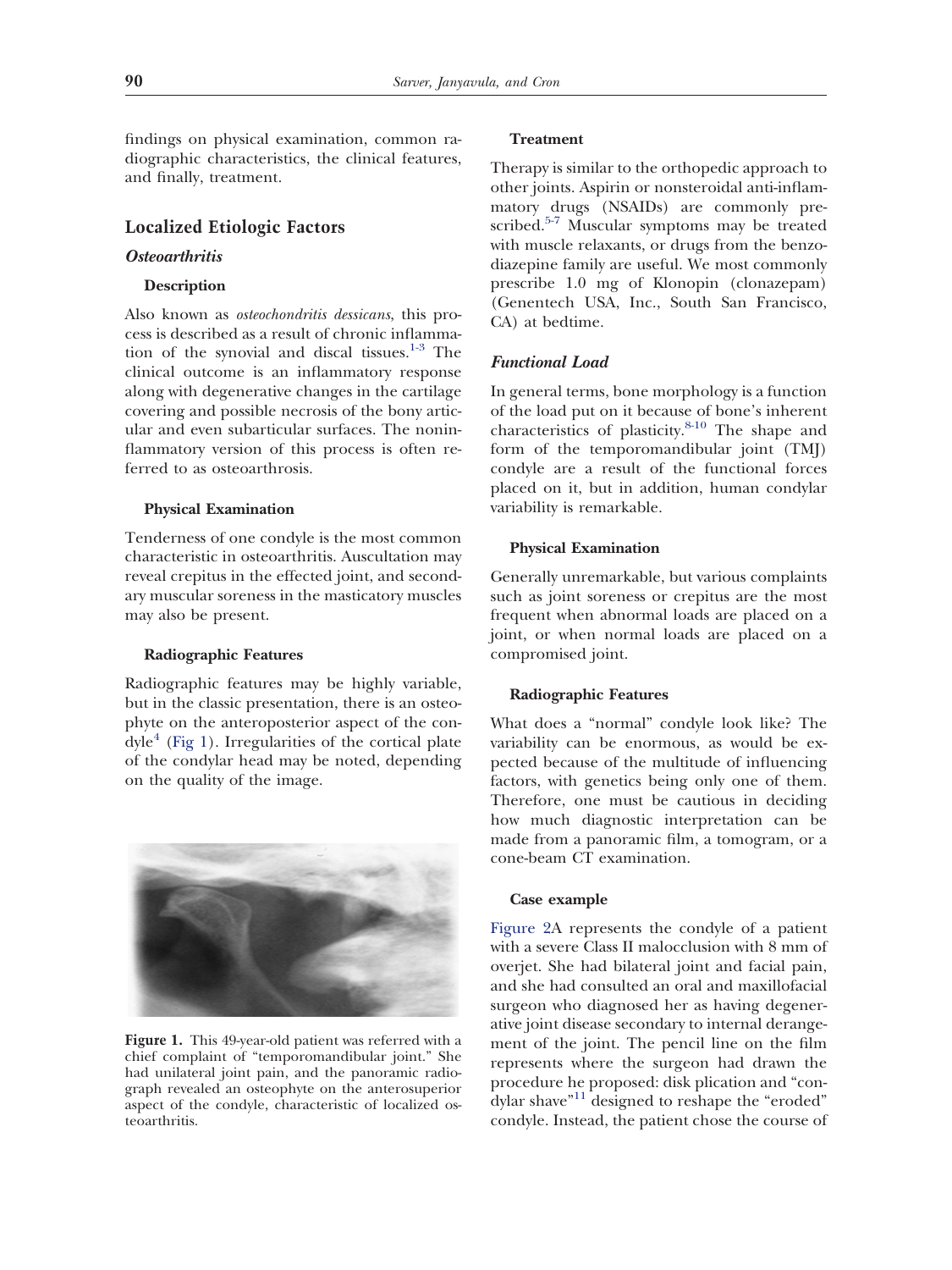findings on physical examination, common radiographic characteristics, the clinical features, and finally, treatment.

## Localized Etiologic Factors

### *Osteoarthritis*

#### Description

Also known as *osteochondritis dessicans*, this process is described as a result of chronic inflammation of the synovial and discal tissues.[1-3] The clinical outcome is an inflammatory response along with degenerative changes in the cartilage covering and possible necrosis of the bony articular and even subarticular surfaces. The noninflammatory version of this process is often referred to as osteoarthrosis.

#### Physical Examination

Tenderness of one condyle is the most common characteristic in osteoarthritis. Auscultation may reveal crepitus in the effected joint, and secondary muscular soreness in the masticatory muscles may also be present.

#### Radiographic Features

Radiographic features may be highly variable, but in the classic presentation, there is an osteophyte on the anteroposterior aspect of the condyle[4] (Fig 1). Irregularities of the cortical plate of the condylar head may be noted, depending on the quality of the image.

**Figure 1.** This 49-year-old patient was referred with a chief complaint of "temporomandibular joint." She had unilateral joint pain, and the panoramic radiograph revealed an osteophyte on the anterosuperior aspect of the condyle, characteristic of localized osteoarthritis.

#### Treatment

Therapy is similar to the orthopedic approach to other joints. Aspirin or nonsteroidal anti-inflammatory drugs (NSAIDs) are commonly prescribed.[5-7] Muscular symptoms may be treated with muscle relaxants, or drugs from the benzodiazepine family are useful. We most commonly prescribe 1.0 mg of Klonopin (clonazepam) (Genentech USA, Inc., South San Francisco, CA) at bedtime.

### *Functional Load*

In general terms, bone morphology is a function of the load put on it because of bone's inherent characteristics of plasticity.[8-10] The shape and form of the temporomandibular joint (TMJ) condyle are a result of the functional forces placed on it, but in addition, human condylar variability is remarkable.

#### Physical Examination

Generally unremarkable, but various complaints such as joint soreness or crepitus are the most frequent when abnormal loads are placed on a joint, or when normal loads are placed on a compromised joint.

#### Radiographic Features

What does a "normal" condyle look like? The variability can be enormous, as would be expected because of the multitude of influencing factors, with genetics being only one of them. Therefore, one must be cautious in deciding how much diagnostic interpretation can be made from a panoramic film, a tomogram, or a cone-beam CT examination.

#### Case example

Figure 2A represents the condyle of a patient with a severe Class II malocclusion with 8 mm of overjet. She had bilateral joint and facial pain, and she had consulted an oral and maxillofacial surgeon who diagnosed her as having degenerative joint disease secondary to internal derangement of the joint. The pencil line on the film represents where the surgeon had drawn the procedure he proposed: disk plication and "condylar shave"[11] designed to reshape the "eroded" condyle. Instead, the patient chose the course of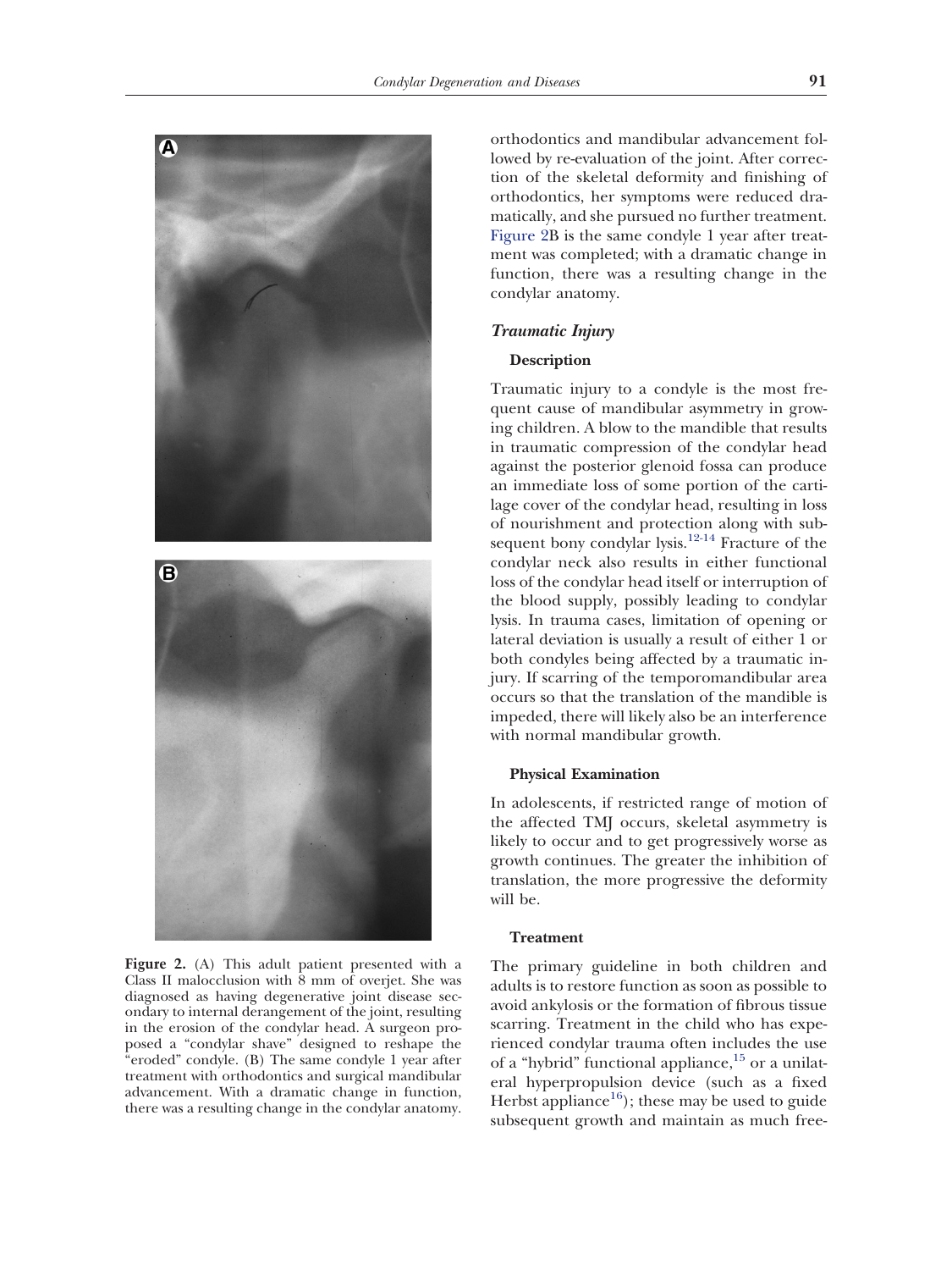Figure 2. (A) This adult patient presented with a Class II malocclusion with 8 mm of overjet. She was diagnosed as having degenerative joint disease secondary to internal derangement of the joint, resulting in the erosion of the condylar head. A surgeon proposed a "condylar shave" designed to reshape the "eroded" condyle. (B) The same condyle 1 year after treatment with orthodontics and surgical mandibular advancement. With a dramatic change in function, there was a resulting change in the condylar anatomy.

orthodontics and mandibular advancement followed by re-evaluation of the joint. After correction of the skeletal deformity and finishing of orthodontics, her symptoms were reduced dramatically, and she pursued no further treatment. Figure 2B is the same condyle 1 year after treatment was completed; with a dramatic change in function, there was a resulting change in the condylar anatomy.

### *Traumatic Injury*

#### Description

Traumatic injury to a condyle is the most frequent cause of mandibular asymmetry in growing children. A blow to the mandible that results in traumatic compression of the condylar head against the posterior glenoid fossa can produce an immediate loss of some portion of the cartilage cover of the condylar head, resulting in loss of nourishment and protection along with subsequent bony condylar lysis.[12-14] Fracture of the condylar neck also results in either functional loss of the condylar head itself or interruption of the blood supply, possibly leading to condylar lysis. In trauma cases, limitation of opening or lateral deviation is usually a result of either 1 or both condyles being affected by a traumatic injury. If scarring of the temporomandibular area occurs so that the translation of the mandible is impeded, there will likely also be an interference with normal mandibular growth.

#### Physical Examination

In adolescents, if restricted range of motion of the affected TMJ occurs, skeletal asymmetry is likely to occur and to get progressively worse as growth continues. The greater the inhibition of translation, the more progressive the deformity will be.

#### Treatment

The primary guideline in both children and adults is to restore function as soon as possible to avoid ankylosis or the formation of fibrous tissue scarring. Treatment in the child who has experienced condylar trauma often includes the use of a "hybrid" functional appliance,[15] or a unilateral hyperpropulsion device (such as a fixed Herbst appliance[16]); these may be used to guide subsequent growth and maintain as much free-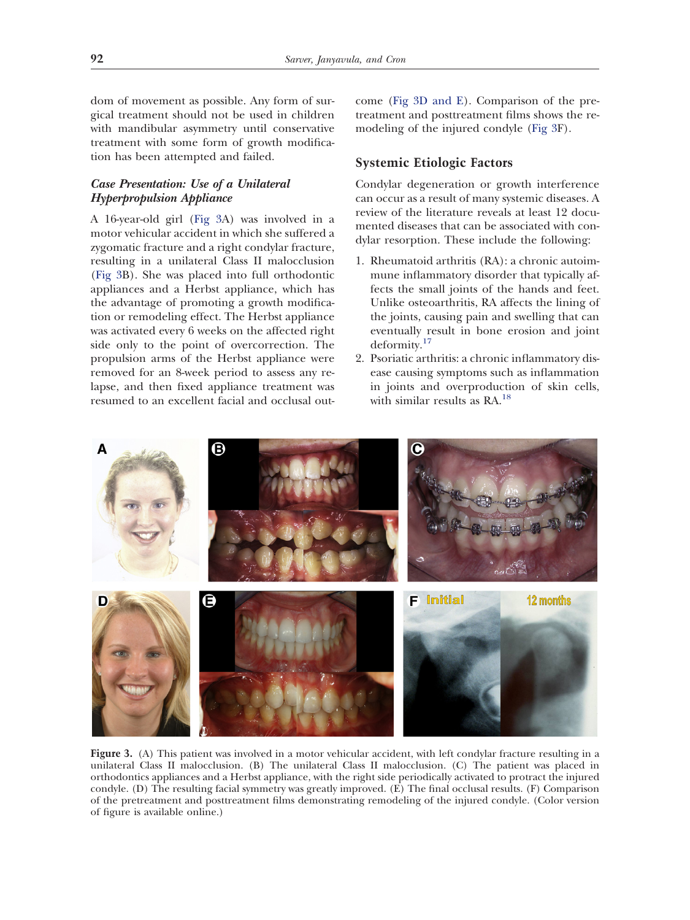dom of movement as possible. Any form of surgical treatment should not be used in children with mandibular asymmetry until conservative treatment with some form of growth modification has been attempted and failed.

### *Case Presentation: Use of a Unilateral Hyperpropulsion Appliance*

A 16-year-old girl (Fig 3A) was involved in a motor vehicular accident in which she suffered a zygomatic fracture and a right condylar fracture, resulting in a unilateral Class II malocclusion (Fig 3B). She was placed into full orthodontic appliances and a Herbst appliance, which has the advantage of promoting a growth modification or remodeling effect. The Herbst appliance was activated every 6 weeks on the affected right side only to the point of overcorrection. The propulsion arms of the Herbst appliance were removed for an 8-week period to assess any relapse, and then fixed appliance treatment was resumed to an excellent facial and occlusal outcome (Fig 3D and E). Comparison of the pretreatment and posttreatment films shows the remodeling of the injured condyle (Fig 3F).

## Systemic Etiologic Factors

Condylar degeneration or growth interference can occur as a result of many systemic diseases. A review of the literature reveals at least 12 documented diseases that can be associated with condylar resorption. These include the following:

1. Rheumatoid arthritis (RA): a chronic autoimmune inflammatory disorder that typically affects the small joints of the hands and feet. Unlike osteoarthritis, RA affects the lining of the joints, causing pain and swelling that can eventually result in bone erosion and joint deformity.[17]
2. Psoriatic arthritis: a chronic inflammatory disease causing symptoms such as inflammation in joints and overproduction of skin cells, with similar results as RA.[18]

**Figure 3.** (A) This patient was involved in a motor vehicular accident, with left condylar fracture resulting in a unilateral Class II malocclusion. (B) The unilateral Class II malocclusion. (C) The patient was placed in orthodontics appliances and a Herbst appliance, with the right side periodically activated to protract the injured condyle. (D) The resulting facial symmetry was greatly improved. (E) The final occlusal results. (F) Comparison of the pretreatment and posttreatment films demonstrating remodeling of the injured condyle. (Color version of figure is available online.)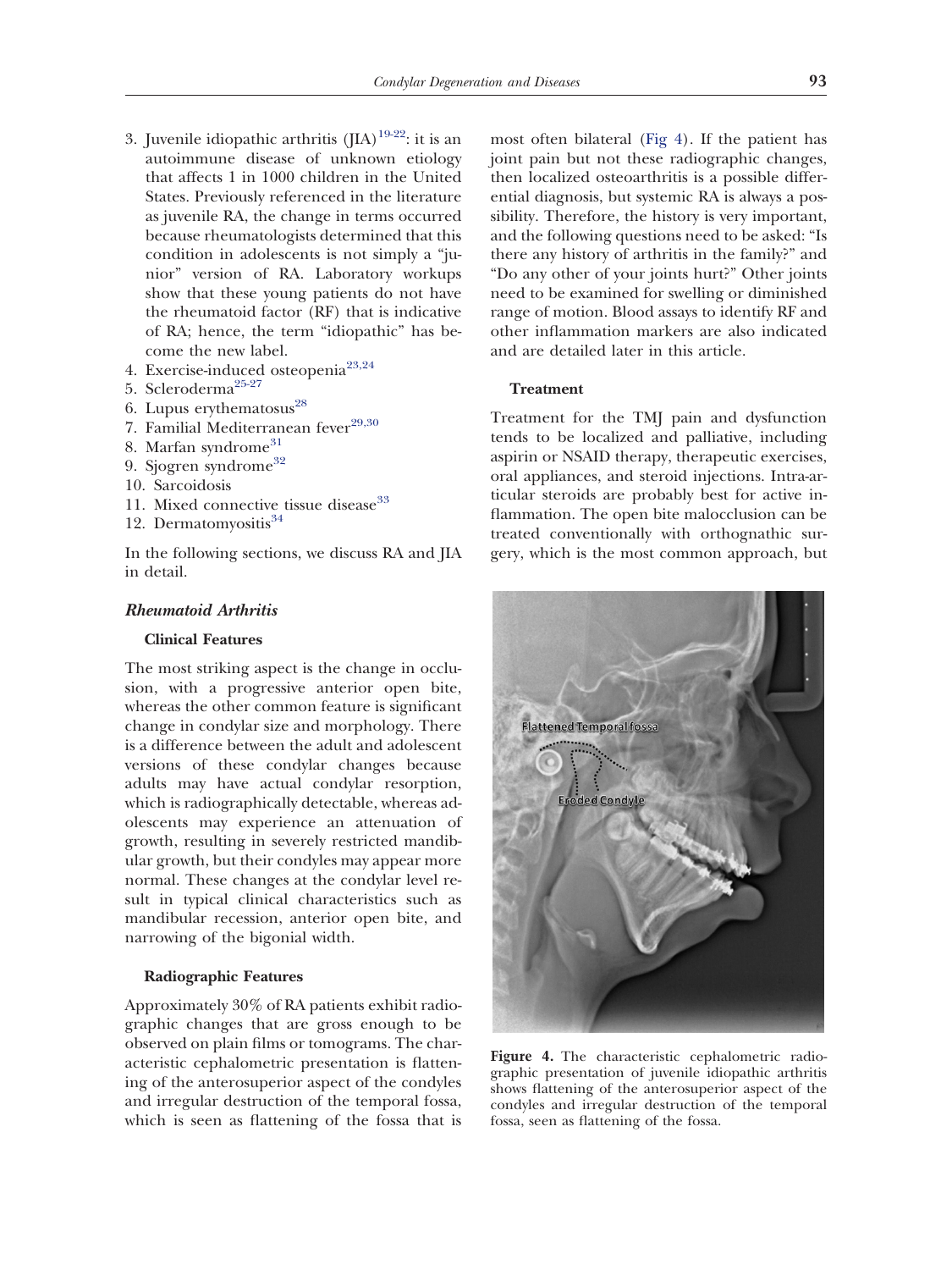3. Juvenile idiopathic arthritis (JIA)[19-22]: it is an autoimmune disease of unknown etiology that affects 1 in 1000 children in the United States. Previously referenced in the literature as juvenile RA, the change in terms occurred because rheumatologists determined that this condition in adolescents is not simply a "junior" version of RA. Laboratory workups show that these young patients do not have the rheumatoid factor (RF) that is indicative of RA; hence, the term "idiopathic" has become the new label.
4. Exercise-induced osteopenia[23,24]
5. Scleroderma[25-27]
6. Lupus erythematosus[28]
7. Familial Mediterranean fever[29,30]
8. Marfan syndrome[31]
9. Sjogren syndrome[32]
10. Sarcoidosis
11. Mixed connective tissue disease[33]
12. Dermatomyositis[34]

In the following sections, we discuss RA and JIA in detail.

### *Rheumatoid Arthritis*

#### Clinical Features

The most striking aspect is the change in occlusion, with a progressive anterior open bite, whereas the other common feature is significant change in condylar size and morphology. There is a difference between the adult and adolescent versions of these condylar changes because adults may have actual condylar resorption, which is radiographically detectable, whereas adolescents may experience an attenuation of growth, resulting in severely restricted mandibular growth, but their condyles may appear more normal. These changes at the condylar level result in typical clinical characteristics such as mandibular recession, anterior open bite, and narrowing of the bigonial width.

#### Radiographic Features

Approximately 30% of RA patients exhibit radiographic changes that are gross enough to be observed on plain films or tomograms. The characteristic cephalometric presentation is flattening of the anterosuperior aspect of the condyles and irregular destruction of the temporal fossa, which is seen as flattening of the fossa that is most often bilateral (Fig 4). If the patient has joint pain but not these radiographic changes, then localized osteoarthritis is a possible differential diagnosis, but systemic RA is always a possibility. Therefore, the history is very important, and the following questions need to be asked: "Is there any history of arthritis in the family?" and "Do any other of your joints hurt?" Other joints need to be examined for swelling or diminished range of motion. Blood assays to identify RF and other inflammation markers are also indicated and are detailed later in this article.

#### Treatment

Treatment for the TMJ pain and dysfunction tends to be localized and palliative, including aspirin or NSAID therapy, therapeutic exercises, oral appliances, and steroid injections. Intra-articular steroids are probably best for active inflammation. The open bite malocclusion can be treated conventionally with orthognathic surgery, which is the most common approach, but

**Figure 4.** The characteristic cephalometric radiographic presentation of juvenile idiopathic arthritis shows flattening of the anterosuperior aspect of the condyles and irregular destruction of the temporal fossa, seen as flattening of the fossa.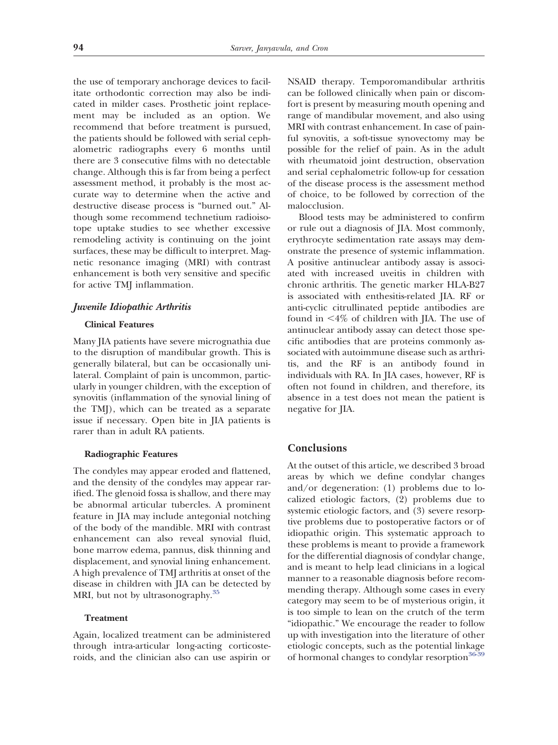the use of temporary anchorage devices to facilitate orthodontic correction may also be indicated in milder cases. Prosthetic joint replacement may be included as an option. We recommend that before treatment is pursued, the patients should be followed with serial cephalometric radiographs every 6 months until there are 3 consecutive films with no detectable change. Although this is far from being a perfect assessment method, it probably is the most accurate way to determine when the active and destructive disease process is "burned out." Although some recommend technetium radioisotope uptake studies to see whether excessive remodeling activity is continuing on the joint surfaces, these may be difficult to interpret. Magnetic resonance imaging (MRI) with contrast enhancement is both very sensitive and specific for active TMJ inflammation.

### *Juvenile Idiopathic Arthritis*

#### Clinical Features

Many JIA patients have severe micrognathia due to the disruption of mandibular growth. This is generally bilateral, but can be occasionally unilateral. Complaint of pain is uncommon, particularly in younger children, with the exception of synovitis (inflammation of the synovial lining of the TMJ), which can be treated as a separate issue if necessary. Open bite in JIA patients is rarer than in adult RA patients.

#### Radiographic Features

The condyles may appear eroded and flattened, and the density of the condyles may appear rarified. The glenoid fossa is shallow, and there may be abnormal articular tubercles. A prominent feature in JIA may include antegonial notching of the body of the mandible. MRI with contrast enhancement can also reveal synovial fluid, bone marrow edema, pannus, disk thinning and displacement, and synovial lining enhancement. A high prevalence of TMJ arthritis at onset of the disease in children with JIA can be detected by MRI, but not by ultrasonography.[35]

#### Treatment

Again, localized treatment can be administered through intra-articular long-acting corticosteroids, and the clinician also can use aspirin or NSAID therapy. Temporomandibular arthritis can be followed clinically when pain or discomfort is present by measuring mouth opening and range of mandibular movement, and also using MRI with contrast enhancement. In case of painful synovitis, a soft-tissue synovectomy may be possible for the relief of pain. As in the adult with rheumatoid joint destruction, observation and serial cephalometric follow-up for cessation of the disease process is the assessment method of choice, to be followed by correction of the malocclusion.

Blood tests may be administered to confirm or rule out a diagnosis of JIA. Most commonly, erythrocyte sedimentation rate assays may demonstrate the presence of systemic inflammation. A positive antinuclear antibody assay is associated with increased uveitis in children with chronic arthritis. The genetic marker HLA-B27 is associated with enthesitis-related JIA. RF or anti-cyclic citrullinated peptide antibodies are found in <4% of children with JIA. The use of antinuclear antibody assay can detect those specific antibodies that are proteins commonly associated with autoimmune disease such as arthritis, and the RF is an antibody found in individuals with RA. In JIA cases, however, RF is often not found in children, and therefore, its absence in a test does not mean the patient is negative for JIA.

## Conclusions

At the outset of this article, we described 3 broad areas by which we define condylar changes and/or degeneration: (1) problems due to localized etiologic factors, (2) problems due to systemic etiologic factors, and (3) severe resorptive problems due to postoperative factors or of idiopathic origin. This systematic approach to these problems is meant to provide a framework for the differential diagnosis of condylar change, and is meant to help lead clinicians in a logical manner to a reasonable diagnosis before recommending therapy. Although some cases in every category may seem to be of mysterious origin, it is too simple to lean on the crutch of the term "idiopathic." We encourage the reader to follow up with investigation into the literature of other etiologic concepts, such as the potential linkage of hormonal changes to condylar resorption[36-39]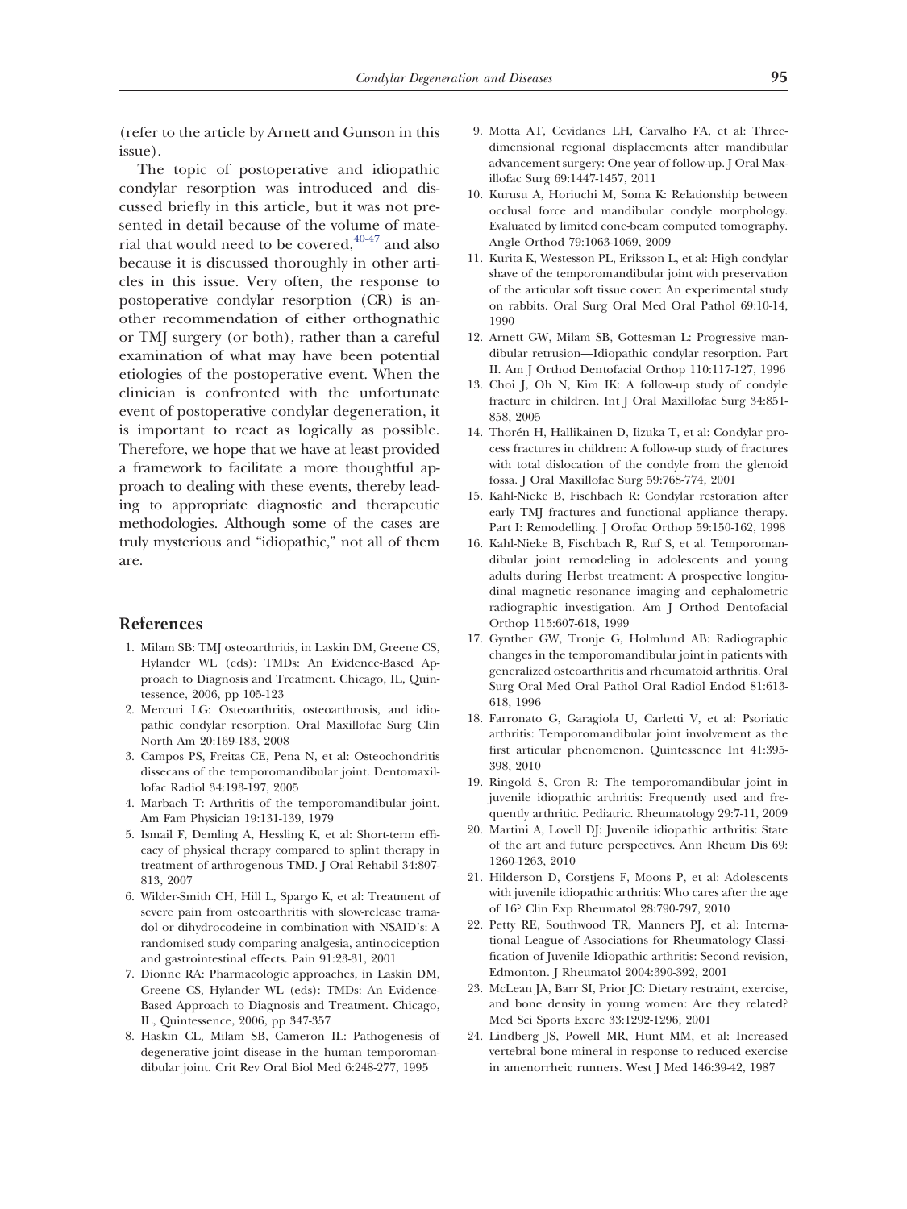(refer to the article by Arnett and Gunson in this issue).

The topic of postoperative and idiopathic condylar resorption was introduced and discussed briefly in this article, but it was not presented in detail because of the volume of material that would need to be covered,[40-47] and also because it is discussed thoroughly in other articles in this issue. Very often, the response to postoperative condylar resorption (CR) is another recommendation of either orthognathic or TMJ surgery (or both), rather than a careful examination of what may have been potential etiologies of the postoperative event. When the clinician is confronted with the unfortunate event of postoperative condylar degeneration, it is important to react as logically as possible. Therefore, we hope that we have at least provided a framework to facilitate a more thoughtful approach to dealing with these events, thereby leading to appropriate diagnostic and therapeutic methodologies. Although some of the cases are truly mysterious and "idiopathic," not all of them are.

## References

1. Milam SB: TMJ osteoarthritis, in Laskin DM, Greene CS, Hylander WL (eds): TMDs: An Evidence-Based Approach to Diagnosis and Treatment. Chicago, IL, Quintessence, 2006, pp 105-123
2. Mercuri LG: Osteoarthritis, osteoarthrosis, and idiopathic condylar resorption. Oral Maxillofac Surg Clin North Am 20:169-183, 2008
3. Campos PS, Freitas CE, Pena N, et al: Osteochondritis dissecans of the temporomandibular joint. Dentomaxillofac Radiol 34:193-197, 2005
4. Marbach T: Arthritis of the temporomandibular joint. Am Fam Physician 19:131-139, 1979
5. Ismail F, Demling A, Hessling K, et al: Short-term efficacy of physical therapy compared to splint therapy in treatment of arthrogenous TMD. J Oral Rehabil 34:807-813, 2007
6. Wilder-Smith CH, Hill L, Spargo K, et al: Treatment of severe pain from osteoarthritis with slow-release tramadol or dihydrocodeine in combination with NSAID's: A randomised study comparing analgesia, antinociception and gastrointestinal effects. Pain 91:23-31, 2001
7. Dionne RA: Pharmacologic approaches, in Laskin DM, Greene CS, Hylander WL (eds): TMDs: An Evidence-Based Approach to Diagnosis and Treatment. Chicago, IL, Quintessence, 2006, pp 347-357
8. Haskin CL, Milam SB, Cameron IL: Pathogenesis of degenerative joint disease in the human temporomandibular joint. Crit Rev Oral Biol Med 6:248-277, 1995
9. Motta AT, Cevidanes LH, Carvalho FA, et al: Three-dimensional regional displacements after mandibular advancement surgery: One year of follow-up. J Oral Maxillofac Surg 69:1447-1457, 2011
10. Kurusu A, Horiuchi M, Soma K: Relationship between occlusal force and mandibular condyle morphology. Evaluated by limited cone-beam computed tomography. Angle Orthod 79:1063-1069, 2009
11. Kurita K, Westesson PL, Eriksson L, et al: High condylar shave of the temporomandibular joint with preservation of the articular soft tissue cover: An experimental study on rabbits. Oral Surg Oral Med Oral Pathol 69:10-14, 1990
12. Arnett GW, Milam SB, Gottesman L: Progressive mandibular retrusion—Idiopathic condylar resorption. Part II. Am J Orthod Dentofacial Orthop 110:117-127, 1996
13. Choi J, Oh N, Kim IK: A follow-up study of condyle fracture in children. Int J Oral Maxillofac Surg 34:851-858, 2005
14. Thorén H, Hallikainen D, Iizuka T, et al: Condylar process fractures in children: A follow-up study of fractures with total dislocation of the condyle from the glenoid fossa. J Oral Maxillofac Surg 59:768-774, 2001
15. Kahl-Nieke B, Fischbach R: Condylar restoration after early TMJ fractures and functional appliance therapy. Part I: Remodelling. J Orofac Orthop 59:150-162, 1998
16. Kahl-Nieke B, Fischbach R, Ruf S, et al. Temporomandibular joint remodeling in adolescents and young adults during Herbst treatment: A prospective longitudinal magnetic resonance imaging and cephalometric radiographic investigation. Am J Orthod Dentofacial Orthop 115:607-618, 1999
17. Gynther GW, Tronje G, Holmlund AB: Radiographic changes in the temporomandibular joint in patients with generalized osteoarthritis and rheumatoid arthritis. Oral Surg Oral Med Oral Pathol Oral Radiol Endod 81:613-618, 1996
18. Farronato G, Garagiola U, Carletti V, et al: Psoriatic arthritis: Temporomandibular joint involvement as the first articular phenomenon. Quintessence Int 41:395-398, 2010
19. Ringold S, Cron R: The temporomandibular joint in juvenile idiopathic arthritis: Frequently used and frequently arthritic. Pediatric. Rheumatology 29:7-11, 2009
20. Martini A, Lovell DJ: Juvenile idiopathic arthritis: State of the art and future perspectives. Ann Rheum Dis 69: 1260-1263, 2010
21. Hilderson D, Corstjens F, Moons P, et al: Adolescents with juvenile idiopathic arthritis: Who cares after the age of 16? Clin Exp Rheumatol 28:790-797, 2010
22. Petty RE, Southwood TR, Manners PJ, et al: International League of Associations for Rheumatology Classification of Juvenile Idiopathic arthritis: Second revision, Edmonton. J Rheumatol 2004:390-392, 2001
23. McLean JA, Barr SI, Prior JC: Dietary restraint, exercise, and bone density in young women: Are they related? Med Sci Sports Exerc 33:1292-1296, 2001
24. Lindberg JS, Powell MR, Hunt MM, et al: Increased vertebral bone mineral in response to reduced exercise in amenorrheic runners. West J Med 146:39-42, 1987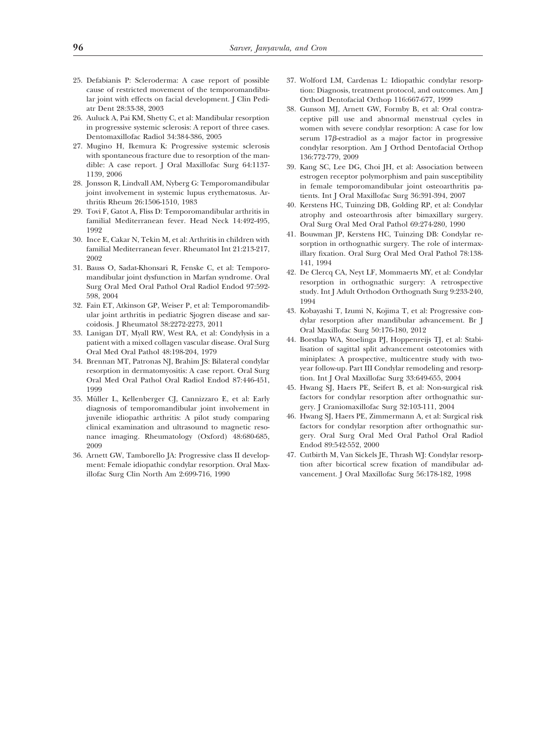25. Defabianis P: Scleroderma: A case report of possible cause of restricted movement of the temporomandibular joint with effects on facial development. J Clin Pediatr Dent 28:33-38, 2003
26. Auluck A, Pai KM, Shetty C, et al: Mandibular resorption in progressive systemic sclerosis: A report of three cases. Dentomaxillofac Radiol 34:384-386, 2005
27. Mugino H, Ikemura K: Progressive systemic sclerosis with spontaneous fracture due to resorption of the mandible: A case report. J Oral Maxillofac Surg 64:1137-1139, 2006
28. Jonsson R, Lindvall AM, Nyberg G: Temporomandibular joint involvement in systemic lupus erythematosus. Arthritis Rheum 26:1506-1510, 1983
29. Tovi F, Gatot A, Fliss D: Temporomandibular arthritis in familial Mediterranean fever. Head Neck 14:492-495, 1992
30. Ince E, Cakar N, Tekin M, et al: Arthritis in children with familial Mediterranean fever. Rheumatol Int 21:213-217, 2002
31. Bauss O, Sadat-Khonsari R, Fenske C, et al: Temporomandibular joint dysfunction in Marfan syndrome. Oral Surg Oral Med Oral Pathol Oral Radiol Endod 97:592-598, 2004
32. Fain ET, Atkinson GP, Weiser P, et al: Temporomandibular joint arthritis in pediatric Sjogren disease and sarcoidosis. J Rheumatol 38:2272-2273, 2011
33. Lanigan DT, Myall RW, West RA, et al: Condylysis in a patient with a mixed collagen vascular disease. Oral Surg Oral Med Oral Pathol 48:198-204, 1979
34. Brennan MT, Patronas NJ, Brahim JS: Bilateral condylar resorption in dermatomyositis: A case report. Oral Surg Oral Med Oral Pathol Oral Radiol Endod 87:446-451, 1999
35. Müller L, Kellenberger CJ, Cannizzaro E, et al: Early diagnosis of temporomandibular joint involvement in juvenile idiopathic arthritis: A pilot study comparing clinical examination and ultrasound to magnetic resonance imaging. Rheumatology (Oxford) 48:680-685, 2009
36. Arnett GW, Tamborello JA: Progressive class II development: Female idiopathic condylar resorption. Oral Maxillofac Surg Clin North Am 2:699-716, 1990
37. Wolford LM, Cardenas L: Idiopathic condylar resorption: Diagnosis, treatment protocol, and outcomes. Am J Orthod Dentofacial Orthop 116:667-677, 1999
38. Gunson MJ, Arnett GW, Formby B, et al: Oral contraceptive pill use and abnormal menstrual cycles in women with severe condylar resorption: A case for low serum 17$\beta$-estradiol as a major factor in progressive condylar resorption. Am J Orthod Dentofacial Orthop 136:772-779, 2009
39. Kang SC, Lee DG, Choi JH, et al: Association between estrogen receptor polymorphism and pain susceptibility in female temporomandibular joint osteoarthritis patients. Int J Oral Maxillofac Surg 36:391-394, 2007
40. Kerstens HC, Tuinzing DB, Golding RP, et al: Condylar atrophy and osteoarthrosis after bimaxillary surgery. Oral Surg Oral Med Oral Pathol 69:274-280, 1990
41. Bouwman JP, Kerstens HC, Tuinzing DB: Condylar resorption in orthognathic surgery. The role of intermaxillary fixation. Oral Surg Oral Med Oral Pathol 78:138-141, 1994
42. De Clercq CA, Neyt LF, Mommaerts MY, et al: Condylar resorption in orthognathic surgery: A retrospective study. Int J Adult Orthodon Orthognath Surg 9:233-240, 1994
43. Kobayashi T, Izumi N, Kojima T, et al: Progressive condylar resorption after mandibular advancement. Br J Oral Maxillofac Surg 50:176-180, 2012
44. Borstlap WA, Stoelinga PJ, Hoppenreijs TJ, et al: Stabilisation of sagittal split advancement osteotomies with miniplates: A prospective, multicentre study with two-year follow-up. Part III Condylar remodeling and resorption. Int J Oral Maxillofac Surg 33:649-655, 2004
45. Hwang SJ, Haers PE, Seifert B, et al: Non-surgical risk factors for condylar resorption after orthognathic surgery. J Craniomaxillofac Surg 32:103-111, 2004
46. Hwang SJ, Haers PE, Zimmermann A, et al: Surgical risk factors for condylar resorption after orthognathic surgery. Oral Surg Oral Med Oral Pathol Oral Radiol Endod 89:542-552, 2000
47. Cutbirth M, Van Sickels JE, Thrash WJ: Condylar resorption after bicortical screw fixation of mandibular advancement. J Oral Maxillofac Surg 56:178-182, 1998